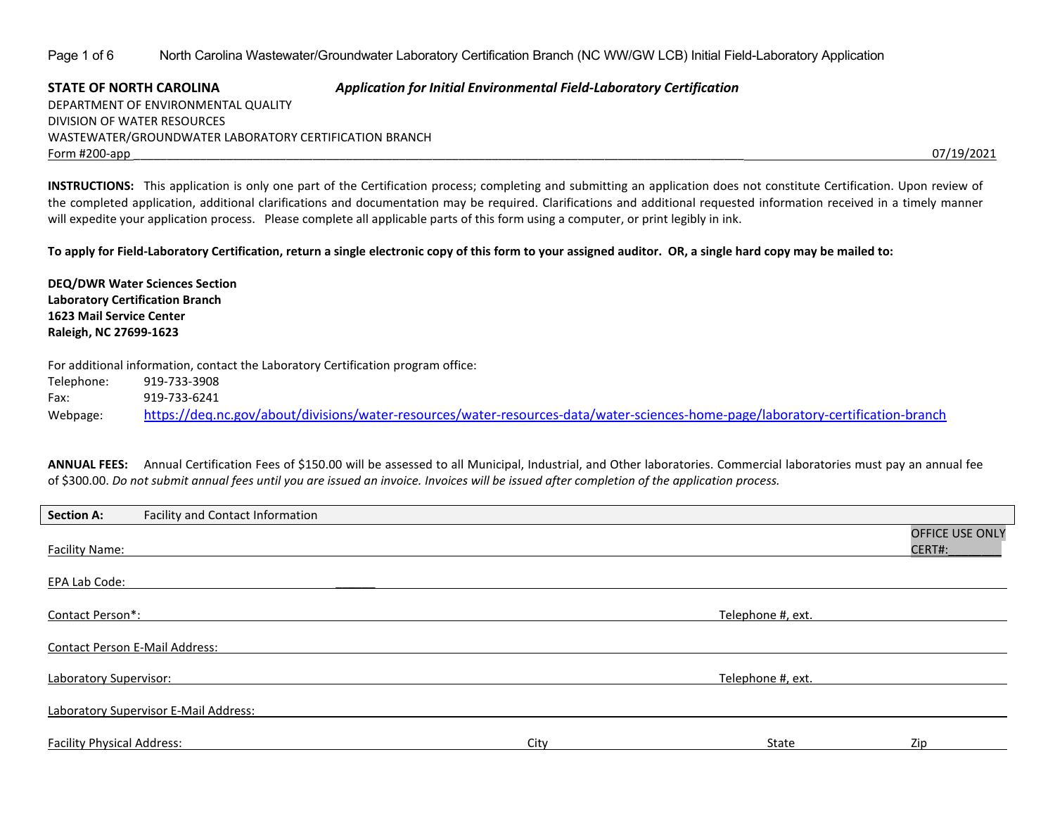**STATE OF NORTH CAROLINA** ***Application for Initial Environmental Field-Laboratory Certification***

DEPARTMENT OF ENVIRONMENTAL QUALITY
DIVISION OF WATER RESOURCES
WASTEWATER/GROUNDWATER LABORATORY CERTIFICATION BRANCH
Form #200-app 07/19/2021

**INSTRUCTIONS:** This application is only one part of the Certification process; completing and submitting an application does not constitute Certification. Upon review of the completed application, additional clarifications and documentation may be required. Clarifications and additional requested information received in a timely manner will expedite your application process. Please complete all applicable parts of this form using a computer, or print legibly in ink.

**To apply for Field-Laboratory Certification, return a single electronic copy of this form to your assigned auditor. OR, a single hard copy may be mailed to:**

**DEQ/DWR Water Sciences Section**
**Laboratory Certification Branch**
**1623 Mail Service Center**
**Raleigh, NC 27699-1623**

For additional information, contact the Laboratory Certification program office:

Telephone: 919-733-3908
Fax: 919-733-6241
Webpage: https://deq.nc.gov/about/divisions/water-resources/water-resources-data/water-sciences-home-page/laboratory-certification-branch

**ANNUAL FEES:** Annual Certification Fees of $150.00 will be assessed to all Municipal, Industrial, and Other laboratories. Commercial laboratories must pay an annual fee of $300.00. *Do not submit annual fees until you are issued an invoice. Invoices will be issued after completion of the application process.*

**Section A:** Facility and Contact Information

OFFICE USE ONLY
CERT#:________

Facility Name: ______________________________

EPA Lab Code: ______

Contact Person*: ______________________________ Telephone #, ext. ______________

Contact Person E-Mail Address: ______________________________

Laboratory Supervisor: ______________________________ Telephone #, ext. ______________

Laboratory Supervisor E-Mail Address: ______________________________

Facility Physical Address: ______________________________ City ______________ State ______ Zip ______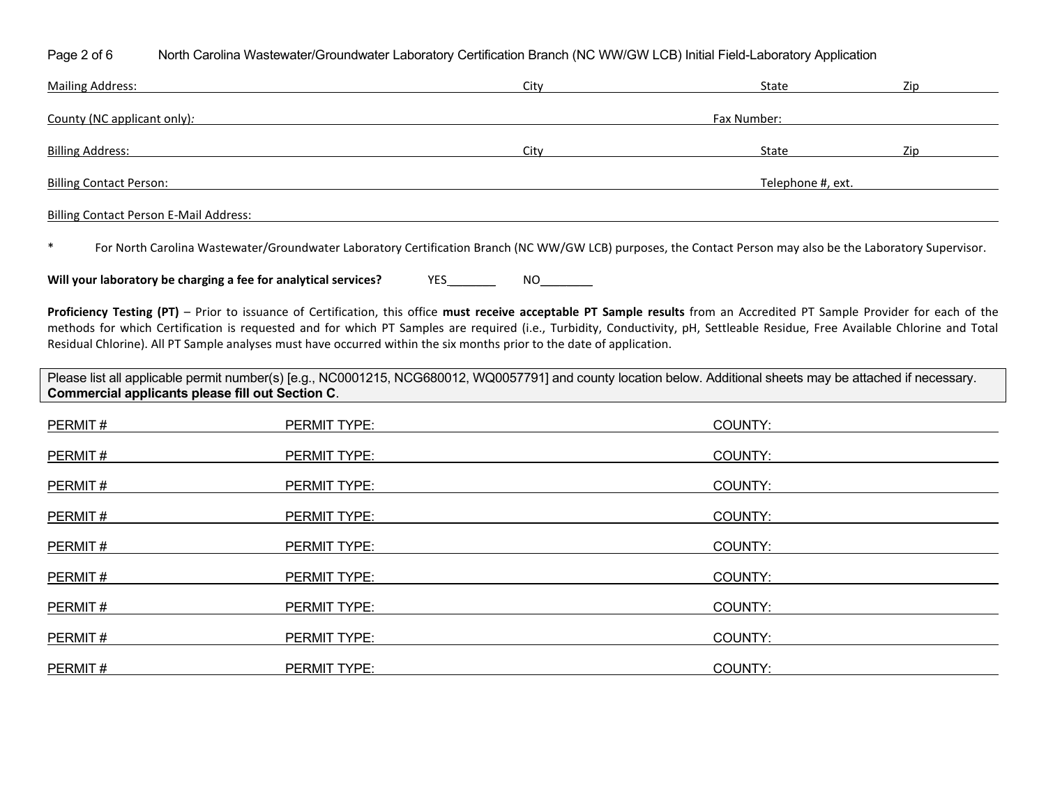Mailing Address: ______________________________ City ______________ State ________ Zip ________

County (NC applicant only): ______________________________ Fax Number: ______________

Billing Address: ______________________________ City ______________ State ________ Zip ________

Billing Contact Person: ______________________________ Telephone #, ext. ______________

Billing Contact Person E-Mail Address: ______________________________

\* For North Carolina Wastewater/Groundwater Laboratory Certification Branch (NC WW/GW LCB) purposes, the Contact Person may also be the Laboratory Supervisor.

**Will your laboratory be charging a fee for analytical services?** YES_______ NO________

**Proficiency Testing (PT)** – Prior to issuance of Certification, this office **must receive acceptable PT Sample results** from an Accredited PT Sample Provider for each of the methods for which Certification is requested and for which PT Samples are required (i.e., Turbidity, Conductivity, pH, Settleable Residue, Free Available Chlorine and Total Residual Chlorine). All PT Sample analyses must have occurred within the six months prior to the date of application.

Please list all applicable permit number(s) [e.g., NC0001215, NCG680012, WQ0057791] and county location below. Additional sheets may be attached if necessary. **Commercial applicants please fill out Section C**.

PERMIT # ______________ PERMIT TYPE: ______________________________ COUNTY: ______________

PERMIT # ______________ PERMIT TYPE: ______________________________ COUNTY: ______________

PERMIT # ______________ PERMIT TYPE: ______________________________ COUNTY: ______________

PERMIT # ______________ PERMIT TYPE: ______________________________ COUNTY: ______________

PERMIT # ______________ PERMIT TYPE: ______________________________ COUNTY: ______________

PERMIT # ______________ PERMIT TYPE: ______________________________ COUNTY: ______________

PERMIT # ______________ PERMIT TYPE: ______________________________ COUNTY: ______________

PERMIT # ______________ PERMIT TYPE: ______________________________ COUNTY: ______________

PERMIT # ______________ PERMIT TYPE: ______________________________ COUNTY: ______________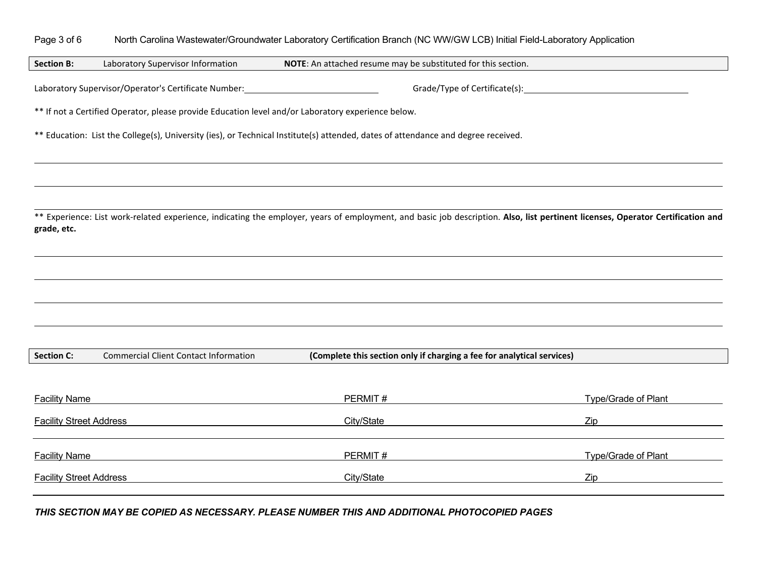**Section B:** Laboratory Supervisor Information **NOTE**: An attached resume may be substituted for this section.

Laboratory Supervisor/Operator's Certificate Number: \_\_\_\_\_\_\_\_\_\_\_\_\_\_\_\_\_\_\_\_ Grade/Type of Certificate(s): \_\_\_\_\_\_\_\_\_\_\_\_\_\_\_\_\_\_\_\_

** If not a Certified Operator, please provide Education level and/or Laboratory experience below.

** Education: List the College(s), University (ies), or Technical Institute(s) attended, dates of attendance and degree received.

\_\_\_\_\_\_\_\_\_\_\_\_\_\_\_\_\_\_\_\_\_\_\_\_\_\_\_\_\_\_\_\_\_\_\_\_\_\_\_\_

\_\_\_\_\_\_\_\_\_\_\_\_\_\_\_\_\_\_\_\_\_\_\_\_\_\_\_\_\_\_\_\_\_\_\_\_\_\_\_\_

** Experience: List work-related experience, indicating the employer, years of employment, and basic job description. **Also, list pertinent licenses, Operator Certification and grade, etc.**

\_\_\_\_\_\_\_\_\_\_\_\_\_\_\_\_\_\_\_\_\_\_\_\_\_\_\_\_\_\_\_\_\_\_\_\_\_\_\_\_

\_\_\_\_\_\_\_\_\_\_\_\_\_\_\_\_\_\_\_\_\_\_\_\_\_\_\_\_\_\_\_\_\_\_\_\_\_\_\_\_

\_\_\_\_\_\_\_\_\_\_\_\_\_\_\_\_\_\_\_\_\_\_\_\_\_\_\_\_\_\_\_\_\_\_\_\_\_\_\_\_

\_\_\_\_\_\_\_\_\_\_\_\_\_\_\_\_\_\_\_\_\_\_\_\_\_\_\_\_\_\_\_\_\_\_\_\_\_\_\_\_

**Section C:** Commercial Client Contact Information **(Complete this section only if charging a fee for analytical services)**

Facility Name \_\_\_\_\_\_\_\_\_\_\_\_\_\_\_\_\_\_\_\_ PERMIT # \_\_\_\_\_\_\_\_\_\_\_\_\_\_\_\_\_\_\_\_ Type/Grade of Plant \_\_\_\_\_\_\_\_\_\_\_\_\_\_\_\_\_\_\_\_

Facility Street Address \_\_\_\_\_\_\_\_\_\_\_\_\_\_\_\_\_\_\_\_ City/State \_\_\_\_\_\_\_\_\_\_\_\_\_\_\_\_\_\_\_\_ Zip \_\_\_\_\_\_\_\_\_\_\_\_\_\_\_\_\_\_\_\_

Facility Name \_\_\_\_\_\_\_\_\_\_\_\_\_\_\_\_\_\_\_\_ PERMIT # \_\_\_\_\_\_\_\_\_\_\_\_\_\_\_\_\_\_\_\_ Type/Grade of Plant \_\_\_\_\_\_\_\_\_\_\_\_\_\_\_\_\_\_\_\_

Facility Street Address \_\_\_\_\_\_\_\_\_\_\_\_\_\_\_\_\_\_\_\_ City/State \_\_\_\_\_\_\_\_\_\_\_\_\_\_\_\_\_\_\_\_ Zip \_\_\_\_\_\_\_\_\_\_\_\_\_\_\_\_\_\_\_\_

***THIS SECTION MAY BE COPIED AS NECESSARY. PLEASE NUMBER THIS AND ADDITIONAL PHOTOCOPIED PAGES***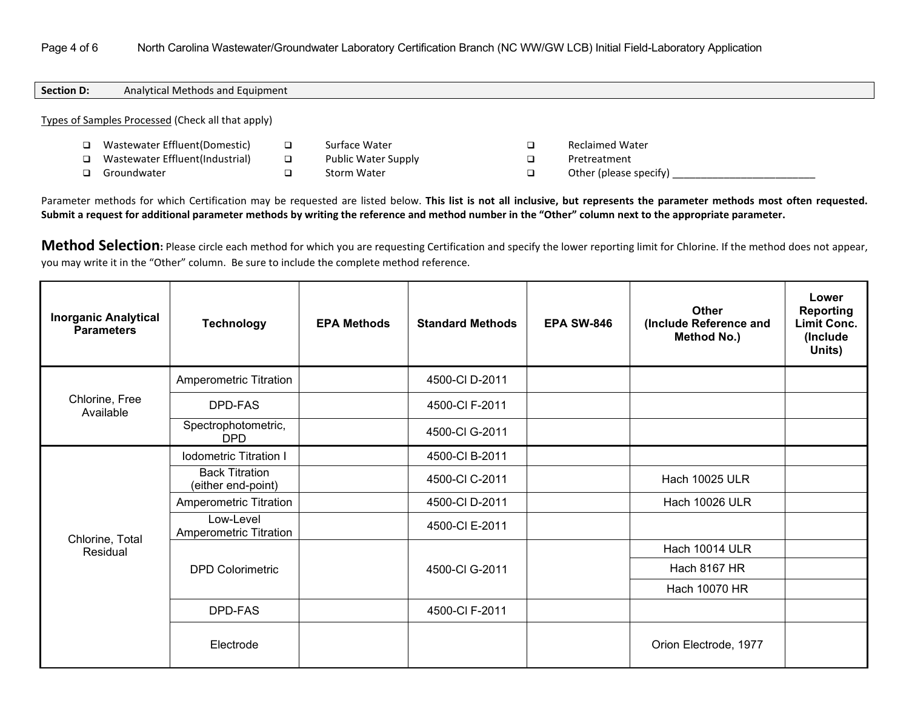**Section D:** Analytical Methods and Equipment

Types of Samples Processed (Check all that apply)

- ❑ Wastewater Effluent(Domestic)
- ❑ Wastewater Effluent(Industrial)
- ❑ Groundwater
- ❑ Surface Water
- ❑ Public Water Supply
- ❑ Storm Water
- ❑ Reclaimed Water
- ❑ Pretreatment
- ❑ Other (please specify) ___________________________

Parameter methods for which Certification may be requested are listed below. **This list is not all inclusive, but represents the parameter methods most often requested. Submit a request for additional parameter methods by writing the reference and method number in the "Other" column next to the appropriate parameter.**

**Method Selection:** Please circle each method for which you are requesting Certification and specify the lower reporting limit for Chlorine. If the method does not appear, you may write it in the "Other" column. Be sure to include the complete method reference.

| Inorganic Analytical Parameters | Technology | EPA Methods | Standard Methods | EPA SW-846 | Other (Include Reference and Method No.) | Lower Reporting Limit Conc. (Include Units) |
|---|---|---|---|---|---|---|
| Chlorine, Free Available | Amperometric Titration | | 4500-Cl D-2011 | | | |
| | DPD-FAS | | 4500-Cl F-2011 | | | |
| | Spectrophotometric, DPD | | 4500-Cl G-2011 | | | |
| Chlorine, Total Residual | Iodometric Titration I | | 4500-Cl B-2011 | | | |
| | Back Titration (either end-point) | | 4500-Cl C-2011 | | Hach 10025 ULR | |
| | Amperometric Titration | | 4500-Cl D-2011 | | Hach 10026 ULR | |
| | Low-Level Amperometric Titration | | 4500-Cl E-2011 | | | |
| | DPD Colorimetric | | 4500-Cl G-2011 | | Hach 10014 ULR | |
| | | | | | Hach 8167 HR | |
| | | | | | Hach 10070 HR | |
| | DPD-FAS | | 4500-Cl F-2011 | | | |
| | Electrode | | | | Orion Electrode, 1977 | |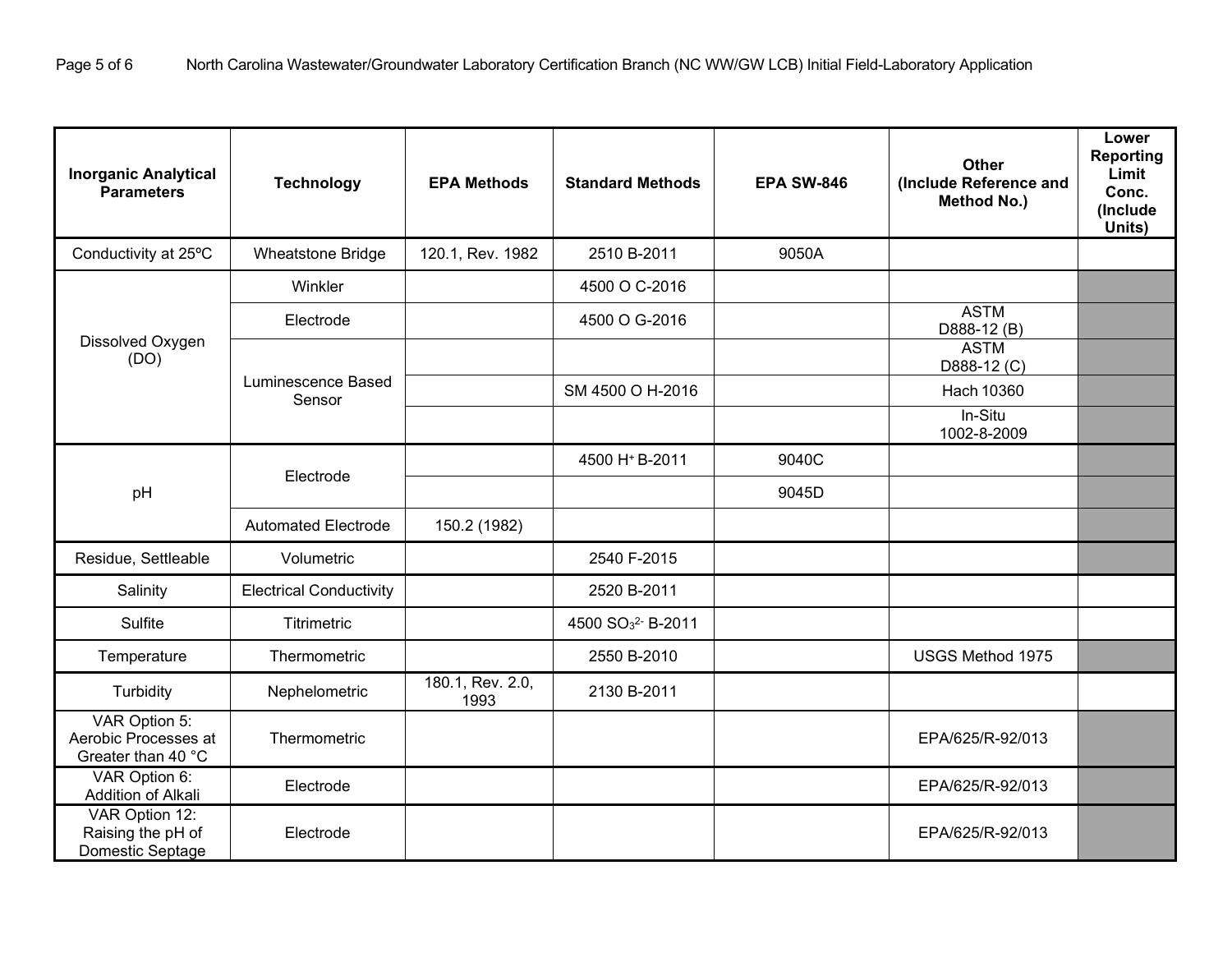| Inorganic Analytical Parameters | Technology | EPA Methods | Standard Methods | EPA SW-846 | Other (Include Reference and Method No.) | Lower Reporting Limit Conc. (Include Units) |
|---|---|---|---|---|---|---|
| Conductivity at 25ºC | Wheatstone Bridge | 120.1, Rev. 1982 | 2510 B-2011 | 9050A | | |
| Dissolved Oxygen (DO) | Winkler | | 4500 O C-2016 | | | |
| | Electrode | | 4500 O G-2016 | | ASTM D888-12 (B) | |
| | Luminescence Based Sensor | | | | ASTM D888-12 (C) | |
| | | | SM 4500 O H-2016 | | Hach 10360 | |
| | | | | | In-Situ 1002-8-2009 | |
| pH | Electrode | | 4500 $H^+$ B-2011 | 9040C | | |
| | | | | 9045D | | |
| | Automated Electrode | 150.2 (1982) | | | | |
| Residue, Settleable | Volumetric | | 2540 F-2015 | | | |
| Salinity | Electrical Conductivity | | 2520 B-2011 | | | |
| Sulfite | Titrimetric | | 4500 $SO_3^{2-}$ B-2011 | | | |
| Temperature | Thermometric | | 2550 B-2010 | | USGS Method 1975 | |
| Turbidity | Nephelometric | 180.1, Rev. 2.0, 1993 | 2130 B-2011 | | | |
| VAR Option 5: Aerobic Processes at Greater than 40 °C | Thermometric | | | | EPA/625/R-92/013 | |
| VAR Option 6: Addition of Alkali | Electrode | | | | EPA/625/R-92/013 | |
| VAR Option 12: Raising the pH of Domestic Septage | Electrode | | | | EPA/625/R-92/013 | |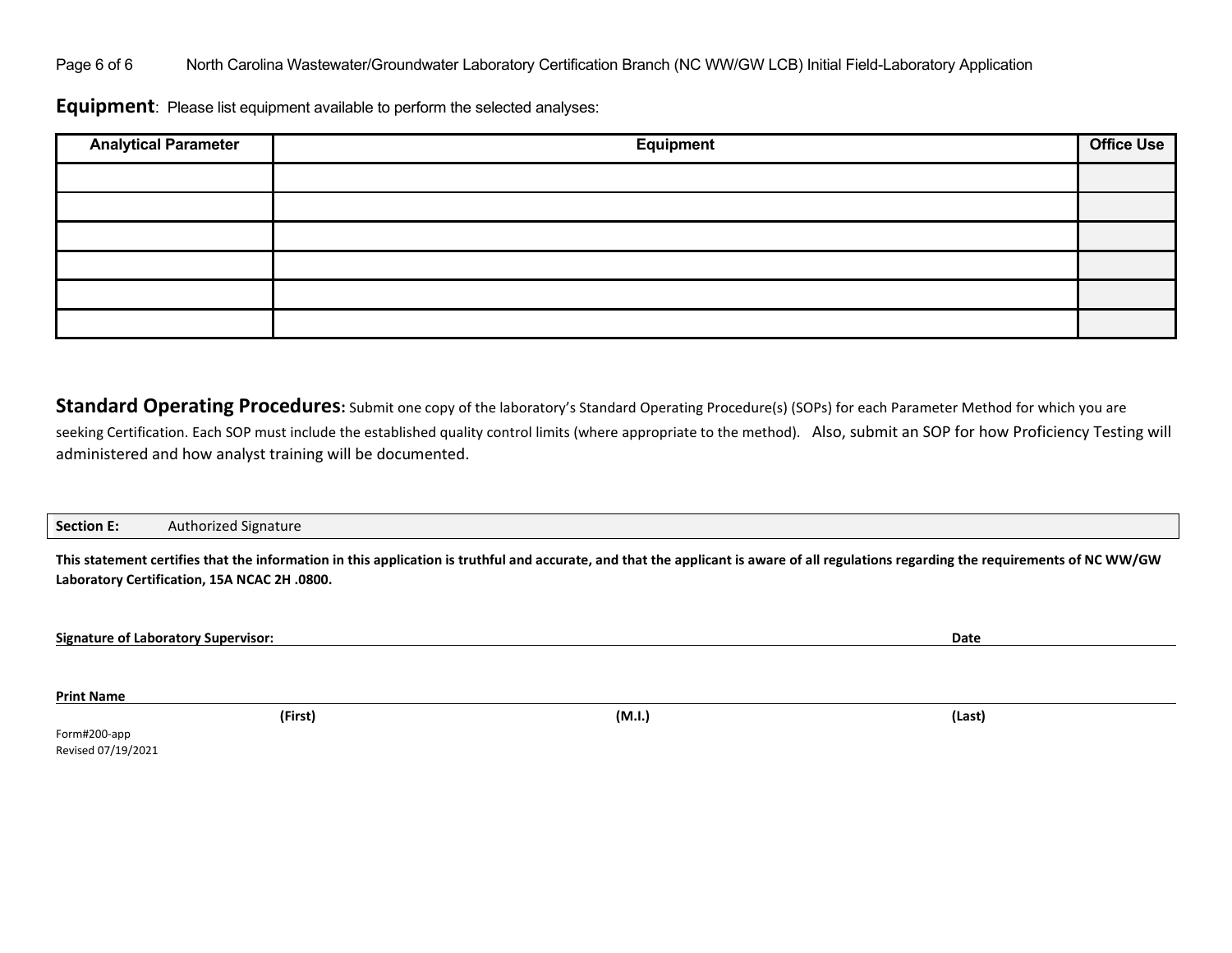**Equipment**: Please list equipment available to perform the selected analyses:

| Analytical Parameter | Equipment | Office Use |
|---|---|---|
| | | |
| | | |
| | | |
| | | |
| | | |
| | | |

**Standard Operating Procedures:** Submit one copy of the laboratory's Standard Operating Procedure(s) (SOPs) for each Parameter Method for which you are seeking Certification. Each SOP must include the established quality control limits (where appropriate to the method). Also, submit an SOP for how Proficiency Testing will administered and how analyst training will be documented.

**Section E:** Authorized Signature

**This statement certifies that the information in this application is truthful and accurate, and that the applicant is aware of all regulations regarding the requirements of NC WW/GW Laboratory Certification, 15A NCAC 2H .0800.**

**Signature of Laboratory Supervisor:** ______________________________ **Date** ____________

**Print Name** ______________________________

**(First)** **(M.I.)** **(Last)**

Form#200-app
Revised 07/19/2021